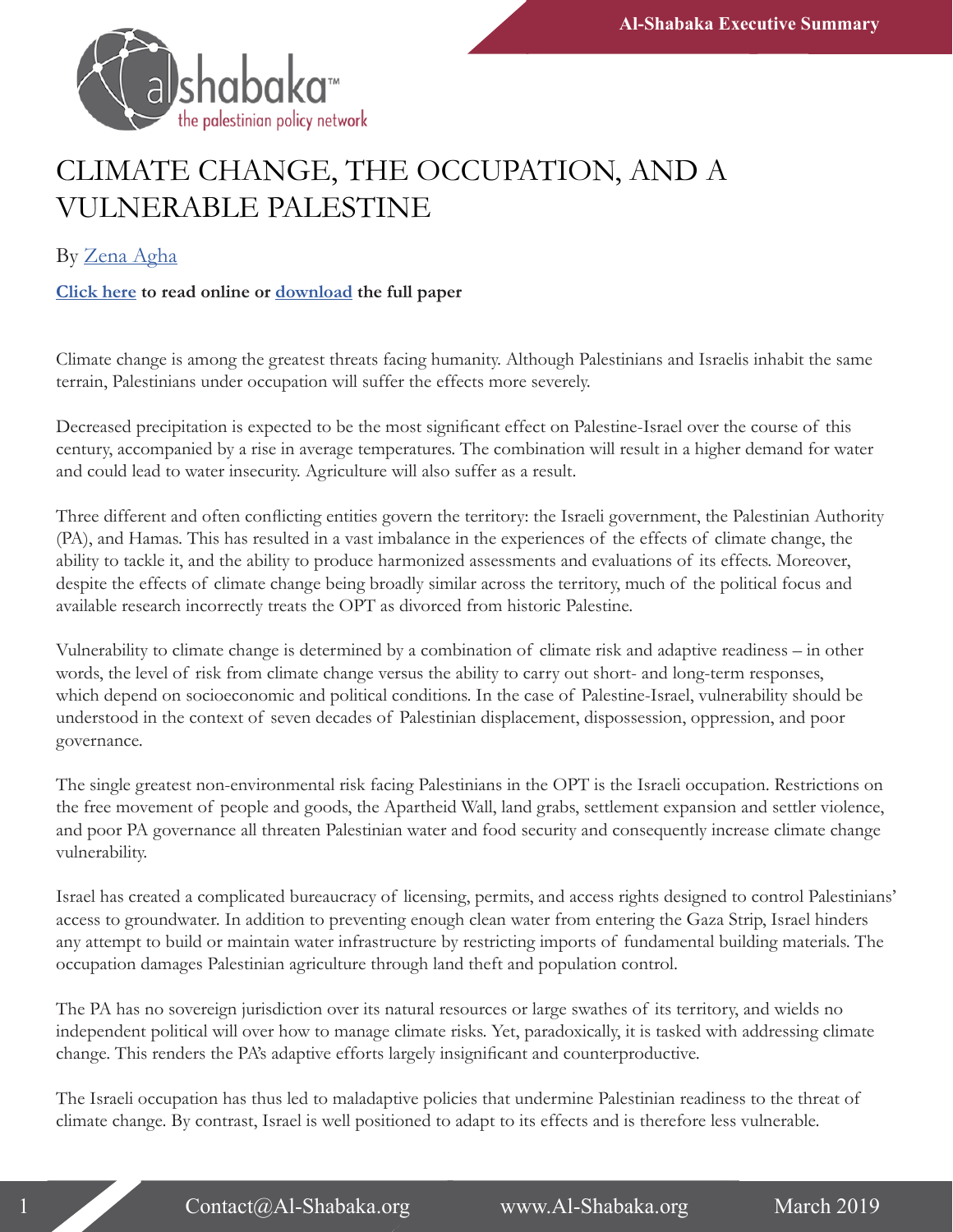# CLIMATE CHANGE, THE OCCUPATION, AND A VULNERABLE PALESTINE

By Zena Agha

**Click here to read online or download the full paper**

Climate change is among the greatest threats facing humanity. Although Palestinians and Israelis inhabit the same terrain, Palestinians under occupation will suffer the effects more severely.

Decreased precipitation is expected to be the most significant effect on Palestine-Israel over the course of this century, accompanied by a rise in average temperatures. The combination will result in a higher demand for water and could lead to water insecurity. Agriculture will also suffer as a result.

Three different and often conflicting entities govern the territory: the Israeli government, the Palestinian Authority (PA), and Hamas. This has resulted in a vast imbalance in the experiences of the effects of climate change, the ability to tackle it, and the ability to produce harmonized assessments and evaluations of its effects. Moreover, despite the effects of climate change being broadly similar across the territory, much of the political focus and available research incorrectly treats the OPT as divorced from historic Palestine.

Vulnerability to climate change is determined by a combination of climate risk and adaptive readiness – in other words, the level of risk from climate change versus the ability to carry out short- and long-term responses, which depend on socioeconomic and political conditions. In the case of Palestine-Israel, vulnerability should be understood in the context of seven decades of Palestinian displacement, dispossession, oppression, and poor governance.

The single greatest non-environmental risk facing Palestinians in the OPT is the Israeli occupation. Restrictions on the free movement of people and goods, the Apartheid Wall, land grabs, settlement expansion and settler violence, and poor PA governance all threaten Palestinian water and food security and consequently increase climate change vulnerability.

Israel has created a complicated bureaucracy of licensing, permits, and access rights designed to control Palestinians' access to groundwater. In addition to preventing enough clean water from entering the Gaza Strip, Israel hinders any attempt to build or maintain water infrastructure by restricting imports of fundamental building materials. The occupation damages Palestinian agriculture through land theft and population control.

The PA has no sovereign jurisdiction over its natural resources or large swathes of its territory, and wields no independent political will over how to manage climate risks. Yet, paradoxically, it is tasked with addressing climate change. This renders the PA's adaptive efforts largely insignificant and counterproductive.

The Israeli occupation has thus led to maladaptive policies that undermine Palestinian readiness to the threat of climate change. By contrast, Israel is well positioned to adapt to its effects and is therefore less vulnerable.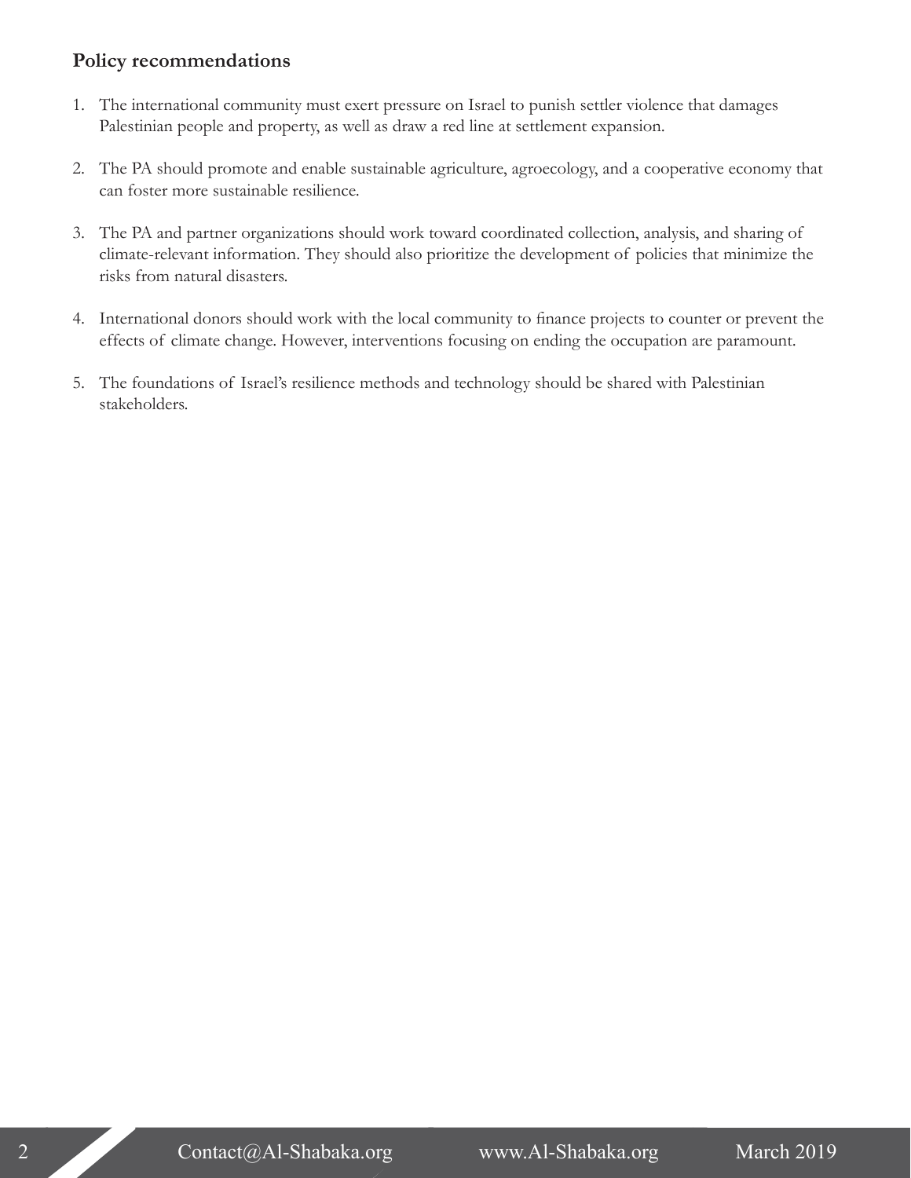## Policy recommendations

1. The international community must exert pressure on Israel to punish settler violence that damages Palestinian people and property, as well as draw a red line at settlement expansion.

2. The PA should promote and enable sustainable agriculture, agroecology, and a cooperative economy that can foster more sustainable resilience.

3. The PA and partner organizations should work toward coordinated collection, analysis, and sharing of climate-relevant information. They should also prioritize the development of policies that minimize the risks from natural disasters.

4. International donors should work with the local community to finance projects to counter or prevent the effects of climate change. However, interventions focusing on ending the occupation are paramount.

5. The foundations of Israel's resilience methods and technology should be shared with Palestinian stakeholders.